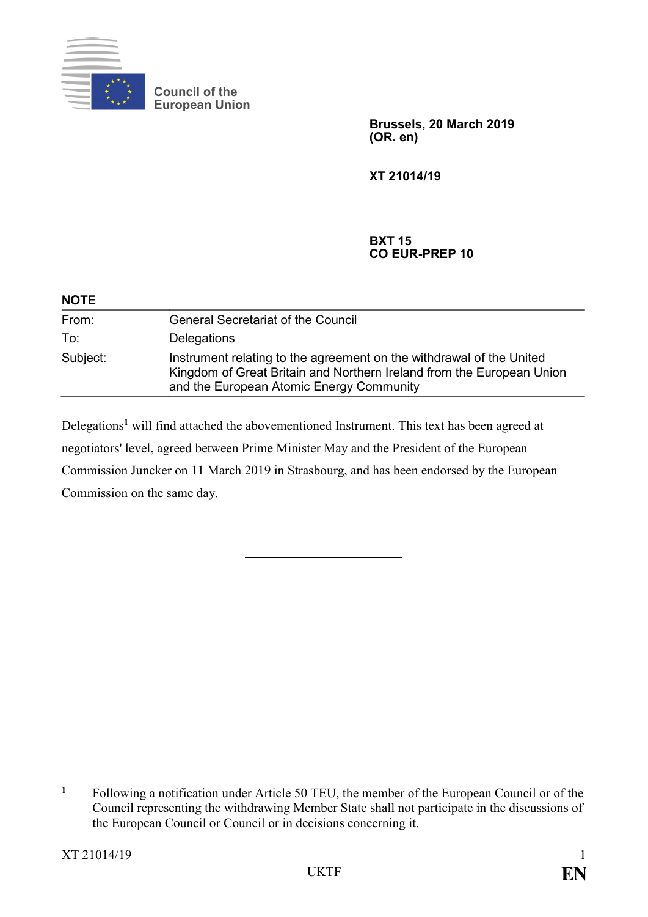Council of the
European Union

**Brussels, 20 March 2019**
**(OR. en)**

**XT 21014/19**

**BXT 15**
**CO EUR-PREP 10**

**NOTE**

| | |
|---|---|
| From: | General Secretariat of the Council |
| To: | Delegations |
| Subject: | Instrument relating to the agreement on the withdrawal of the United Kingdom of Great Britain and Northern Ireland from the European Union and the European Atomic Energy Community |

Delegations[1] will find attached the abovementioned Instrument. This text has been agreed at negotiators' level, agreed between Prime Minister May and the President of the European Commission Juncker on 11 March 2019 in Strasbourg, and has been endorsed by the European Commission on the same day.

---

[1] Following a notification under Article 50 TEU, the member of the European Council or of the Council representing the withdrawing Member State shall not participate in the discussions of the European Council or Council or in decisions concerning it.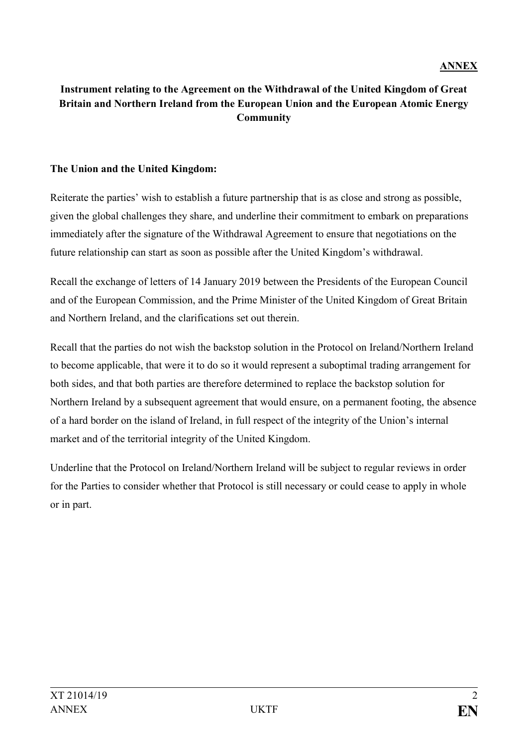**ANNEX**

**Instrument relating to the Agreement on the Withdrawal of the United Kingdom of Great Britain and Northern Ireland from the European Union and the European Atomic Energy Community**

**The Union and the United Kingdom:**

Reiterate the parties' wish to establish a future partnership that is as close and strong as possible, given the global challenges they share, and underline their commitment to embark on preparations immediately after the signature of the Withdrawal Agreement to ensure that negotiations on the future relationship can start as soon as possible after the United Kingdom's withdrawal.

Recall the exchange of letters of 14 January 2019 between the Presidents of the European Council and of the European Commission, and the Prime Minister of the United Kingdom of Great Britain and Northern Ireland, and the clarifications set out therein.

Recall that the parties do not wish the backstop solution in the Protocol on Ireland/Northern Ireland to become applicable, that were it to do so it would represent a suboptimal trading arrangement for both sides, and that both parties are therefore determined to replace the backstop solution for Northern Ireland by a subsequent agreement that would ensure, on a permanent footing, the absence of a hard border on the island of Ireland, in full respect of the integrity of the Union's internal market and of the territorial integrity of the United Kingdom.

Underline that the Protocol on Ireland/Northern Ireland will be subject to regular reviews in order for the Parties to consider whether that Protocol is still necessary or could cease to apply in whole or in part.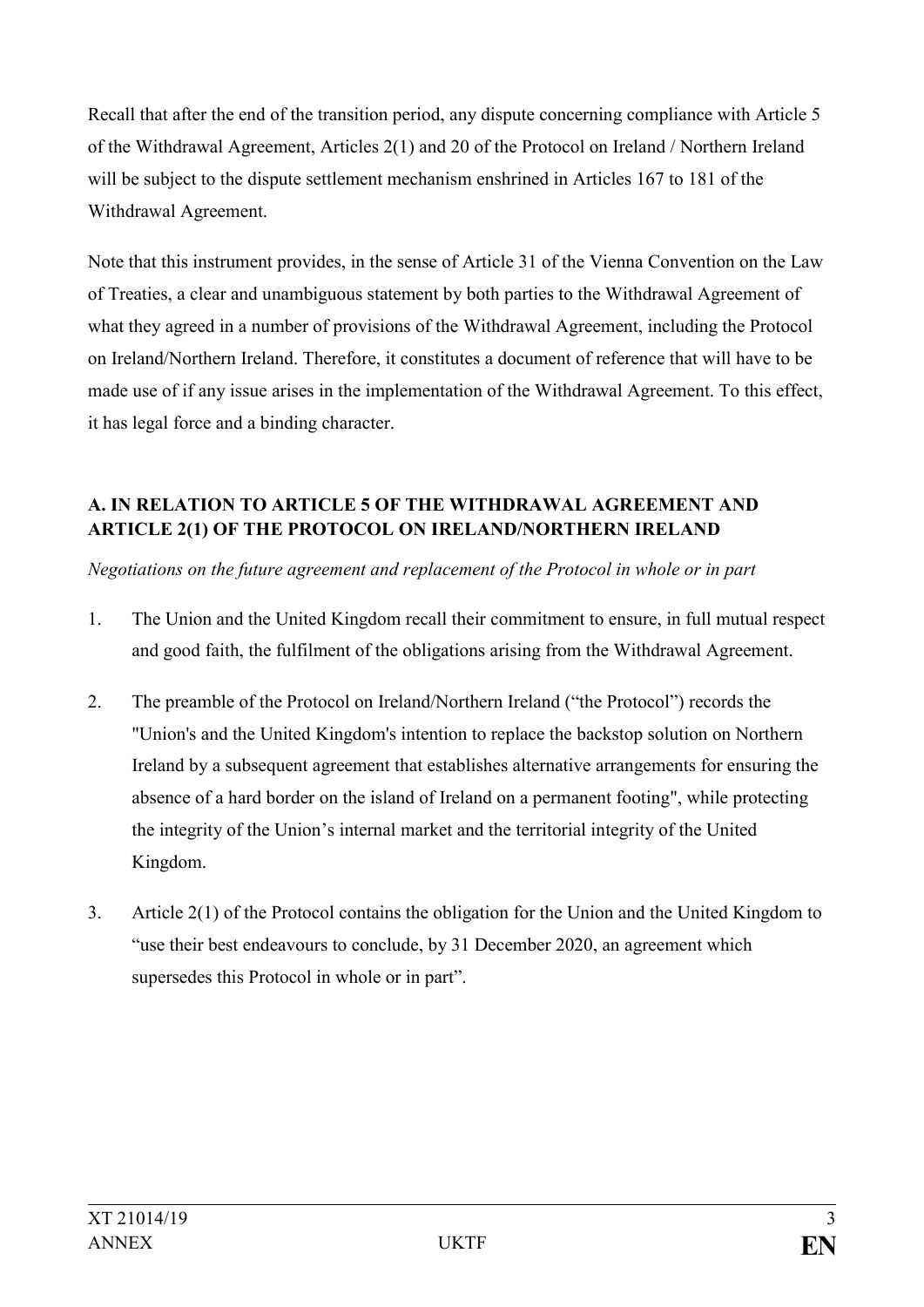Recall that after the end of the transition period, any dispute concerning compliance with Article 5 of the Withdrawal Agreement, Articles 2(1) and 20 of the Protocol on Ireland / Northern Ireland will be subject to the dispute settlement mechanism enshrined in Articles 167 to 181 of the Withdrawal Agreement.

Note that this instrument provides, in the sense of Article 31 of the Vienna Convention on the Law of Treaties, a clear and unambiguous statement by both parties to the Withdrawal Agreement of what they agreed in a number of provisions of the Withdrawal Agreement, including the Protocol on Ireland/Northern Ireland. Therefore, it constitutes a document of reference that will have to be made use of if any issue arises in the implementation of the Withdrawal Agreement. To this effect, it has legal force and a binding character.

**A. IN RELATION TO ARTICLE 5 OF THE WITHDRAWAL AGREEMENT AND ARTICLE 2(1) OF THE PROTOCOL ON IRELAND/NORTHERN IRELAND**

*Negotiations on the future agreement and replacement of the Protocol in whole or in part*

1. The Union and the United Kingdom recall their commitment to ensure, in full mutual respect and good faith, the fulfilment of the obligations arising from the Withdrawal Agreement.

2. The preamble of the Protocol on Ireland/Northern Ireland ("the Protocol") records the "Union's and the United Kingdom's intention to replace the backstop solution on Northern Ireland by a subsequent agreement that establishes alternative arrangements for ensuring the absence of a hard border on the island of Ireland on a permanent footing", while protecting the integrity of the Union's internal market and the territorial integrity of the United Kingdom.

3. Article 2(1) of the Protocol contains the obligation for the Union and the United Kingdom to "use their best endeavours to conclude, by 31 December 2020, an agreement which supersedes this Protocol in whole or in part".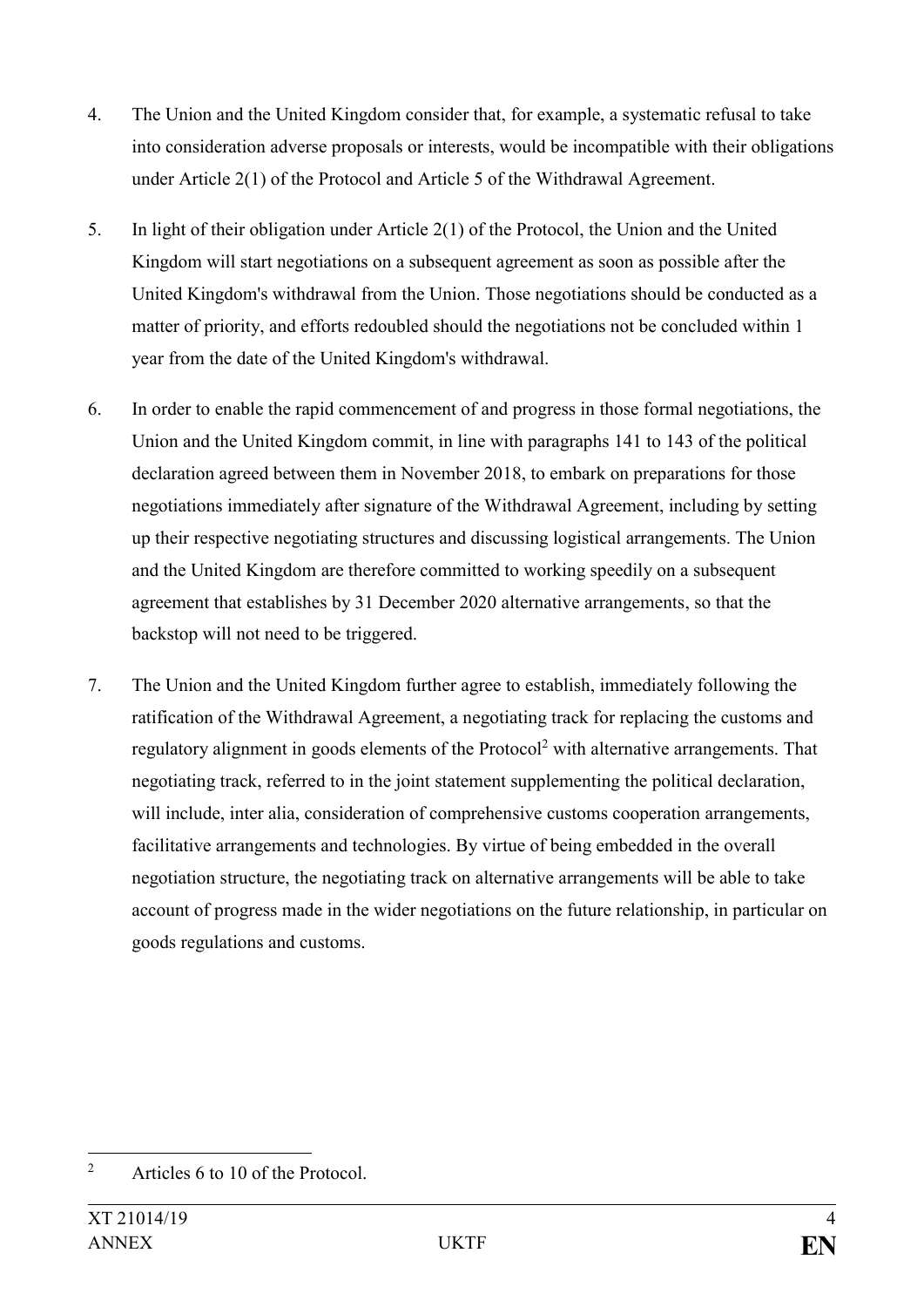4. The Union and the United Kingdom consider that, for example, a systematic refusal to take into consideration adverse proposals or interests, would be incompatible with their obligations under Article 2(1) of the Protocol and Article 5 of the Withdrawal Agreement.

5. In light of their obligation under Article 2(1) of the Protocol, the Union and the United Kingdom will start negotiations on a subsequent agreement as soon as possible after the United Kingdom's withdrawal from the Union. Those negotiations should be conducted as a matter of priority, and efforts redoubled should the negotiations not be concluded within 1 year from the date of the United Kingdom's withdrawal.

6. In order to enable the rapid commencement of and progress in those formal negotiations, the Union and the United Kingdom commit, in line with paragraphs 141 to 143 of the political declaration agreed between them in November 2018, to embark on preparations for those negotiations immediately after signature of the Withdrawal Agreement, including by setting up their respective negotiating structures and discussing logistical arrangements. The Union and the United Kingdom are therefore committed to working speedily on a subsequent agreement that establishes by 31 December 2020 alternative arrangements, so that the backstop will not need to be triggered.

7. The Union and the United Kingdom further agree to establish, immediately following the ratification of the Withdrawal Agreement, a negotiating track for replacing the customs and regulatory alignment in goods elements of the Protocol[2] with alternative arrangements. That negotiating track, referred to in the joint statement supplementing the political declaration, will include, inter alia, consideration of comprehensive customs cooperation arrangements, facilitative arrangements and technologies. By virtue of being embedded in the overall negotiation structure, the negotiating track on alternative arrangements will be able to take account of progress made in the wider negotiations on the future relationship, in particular on goods regulations and customs.

[2] Articles 6 to 10 of the Protocol.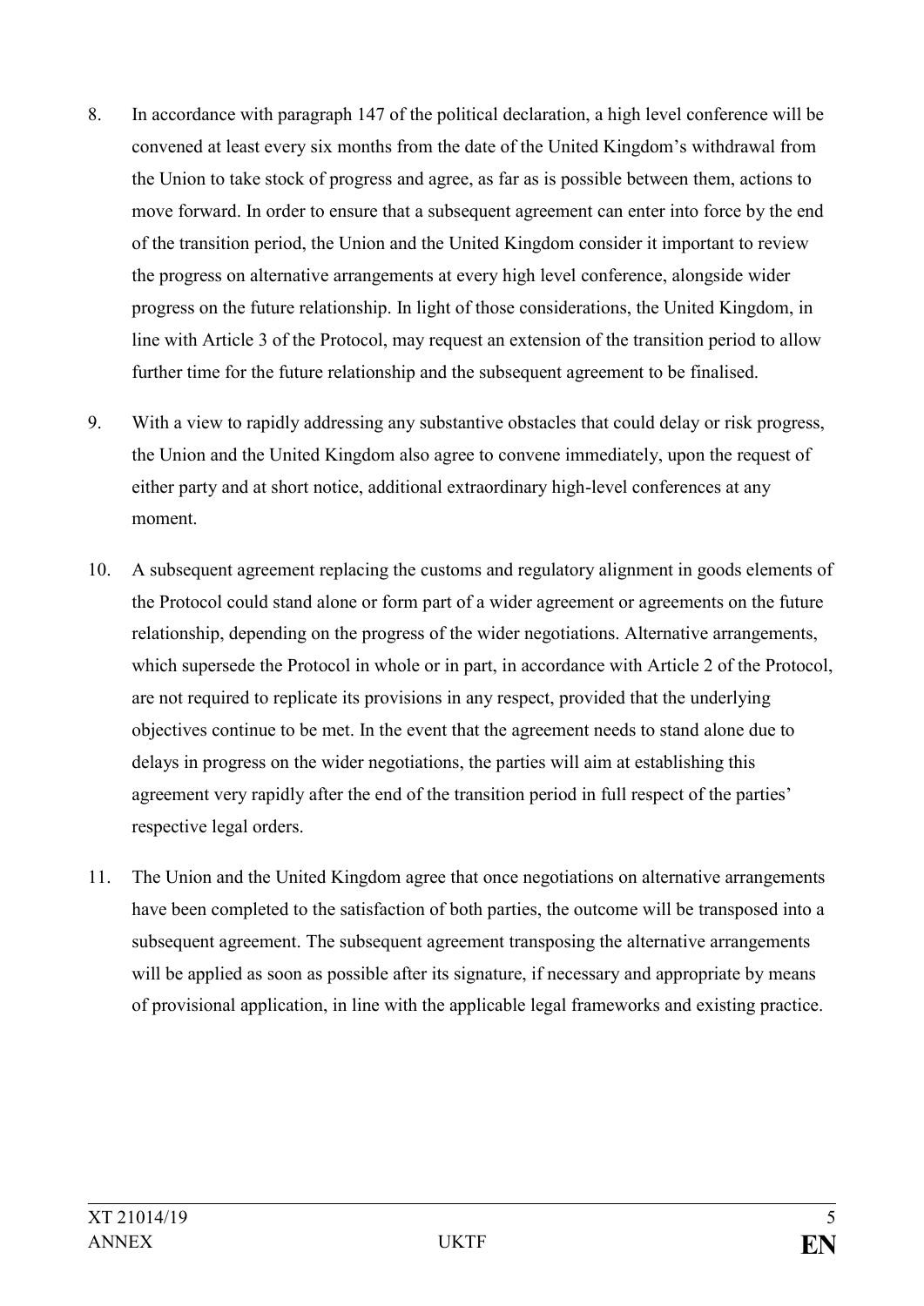8. In accordance with paragraph 147 of the political declaration, a high level conference will be convened at least every six months from the date of the United Kingdom's withdrawal from the Union to take stock of progress and agree, as far as is possible between them, actions to move forward. In order to ensure that a subsequent agreement can enter into force by the end of the transition period, the Union and the United Kingdom consider it important to review the progress on alternative arrangements at every high level conference, alongside wider progress on the future relationship. In light of those considerations, the United Kingdom, in line with Article 3 of the Protocol, may request an extension of the transition period to allow further time for the future relationship and the subsequent agreement to be finalised.

9. With a view to rapidly addressing any substantive obstacles that could delay or risk progress, the Union and the United Kingdom also agree to convene immediately, upon the request of either party and at short notice, additional extraordinary high-level conferences at any moment.

10. A subsequent agreement replacing the customs and regulatory alignment in goods elements of the Protocol could stand alone or form part of a wider agreement or agreements on the future relationship, depending on the progress of the wider negotiations. Alternative arrangements, which supersede the Protocol in whole or in part, in accordance with Article 2 of the Protocol, are not required to replicate its provisions in any respect, provided that the underlying objectives continue to be met. In the event that the agreement needs to stand alone due to delays in progress on the wider negotiations, the parties will aim at establishing this agreement very rapidly after the end of the transition period in full respect of the parties' respective legal orders.

11. The Union and the United Kingdom agree that once negotiations on alternative arrangements have been completed to the satisfaction of both parties, the outcome will be transposed into a subsequent agreement. The subsequent agreement transposing the alternative arrangements will be applied as soon as possible after its signature, if necessary and appropriate by means of provisional application, in line with the applicable legal frameworks and existing practice.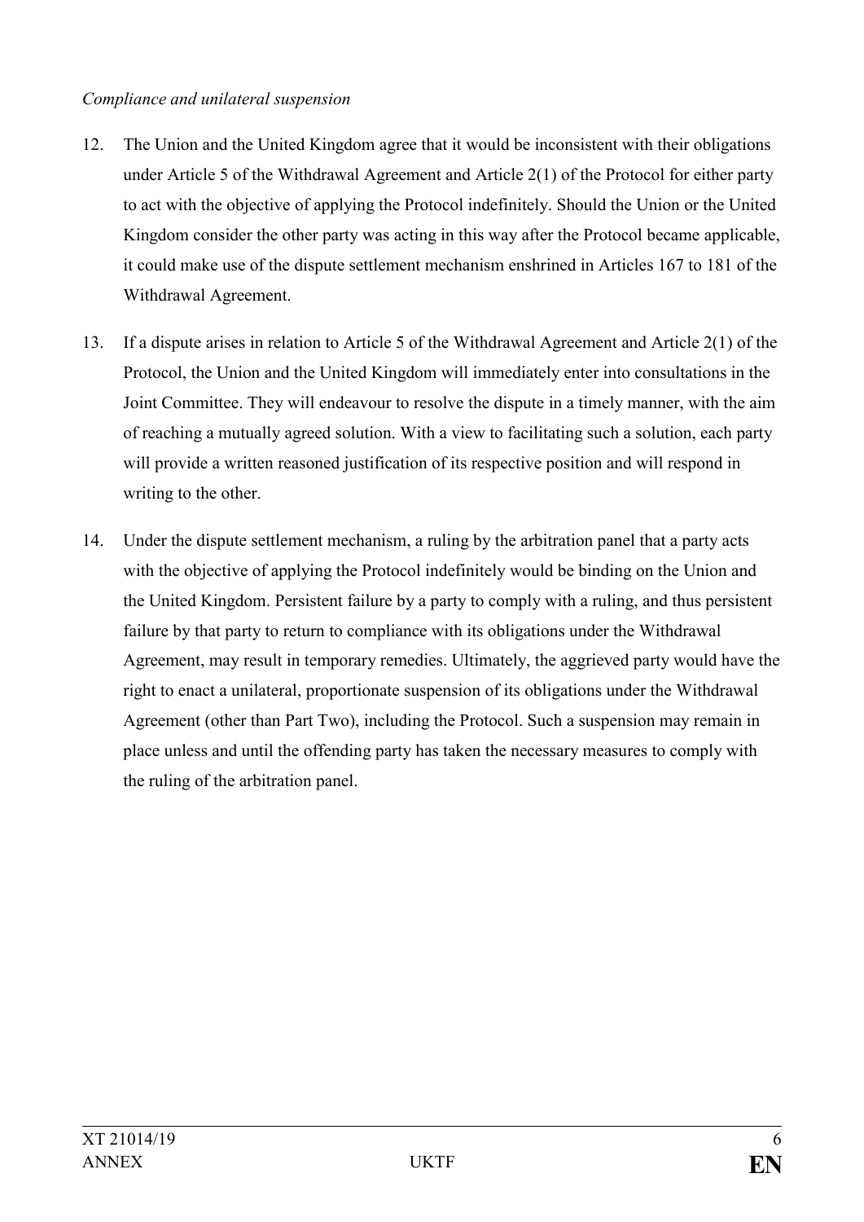*Compliance and unilateral suspension*

12. The Union and the United Kingdom agree that it would be inconsistent with their obligations under Article 5 of the Withdrawal Agreement and Article 2(1) of the Protocol for either party to act with the objective of applying the Protocol indefinitely. Should the Union or the United Kingdom consider the other party was acting in this way after the Protocol became applicable, it could make use of the dispute settlement mechanism enshrined in Articles 167 to 181 of the Withdrawal Agreement.

13. If a dispute arises in relation to Article 5 of the Withdrawal Agreement and Article 2(1) of the Protocol, the Union and the United Kingdom will immediately enter into consultations in the Joint Committee. They will endeavour to resolve the dispute in a timely manner, with the aim of reaching a mutually agreed solution. With a view to facilitating such a solution, each party will provide a written reasoned justification of its respective position and will respond in writing to the other.

14. Under the dispute settlement mechanism, a ruling by the arbitration panel that a party acts with the objective of applying the Protocol indefinitely would be binding on the Union and the United Kingdom. Persistent failure by a party to comply with a ruling, and thus persistent failure by that party to return to compliance with its obligations under the Withdrawal Agreement, may result in temporary remedies. Ultimately, the aggrieved party would have the right to enact a unilateral, proportionate suspension of its obligations under the Withdrawal Agreement (other than Part Two), including the Protocol. Such a suspension may remain in place unless and until the offending party has taken the necessary measures to comply with the ruling of the arbitration panel.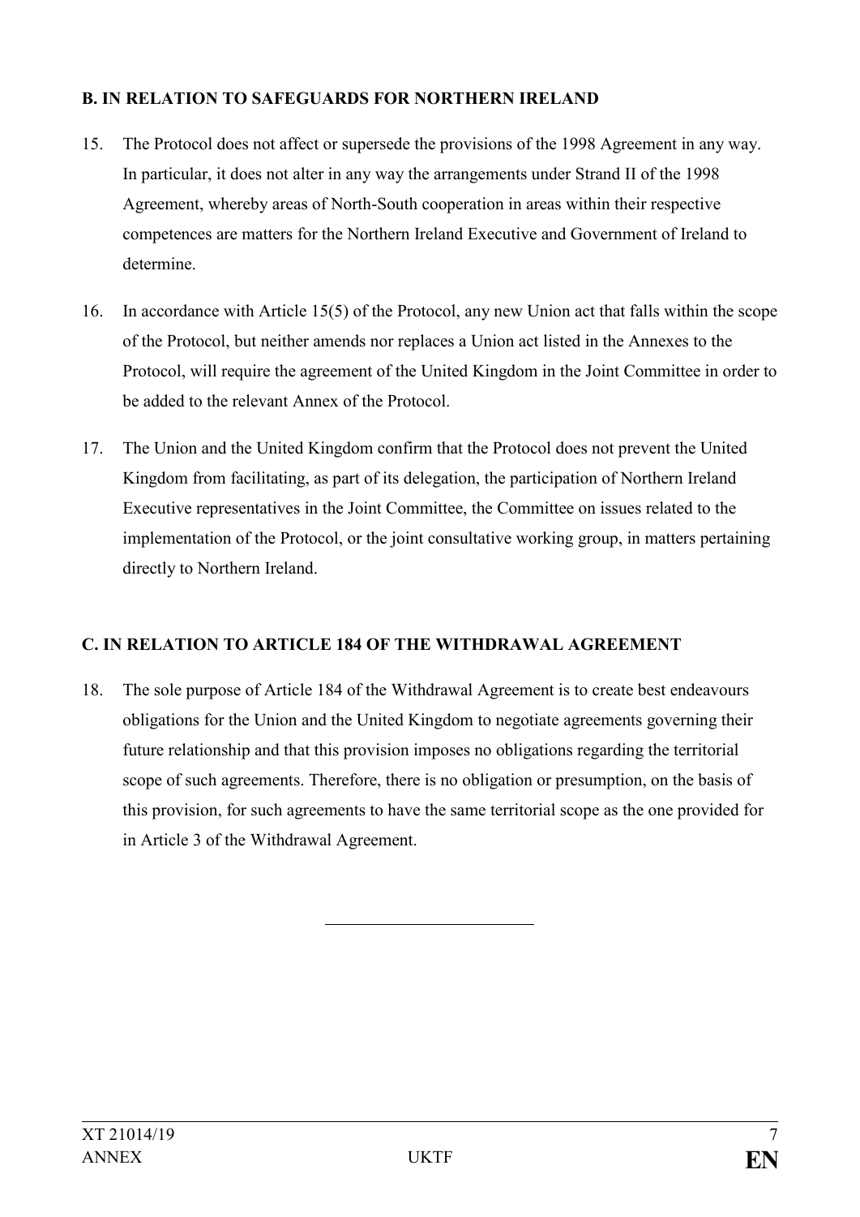**B. IN RELATION TO SAFEGUARDS FOR NORTHERN IRELAND**

15. The Protocol does not affect or supersede the provisions of the 1998 Agreement in any way. In particular, it does not alter in any way the arrangements under Strand II of the 1998 Agreement, whereby areas of North-South cooperation in areas within their respective competences are matters for the Northern Ireland Executive and Government of Ireland to determine.

16. In accordance with Article 15(5) of the Protocol, any new Union act that falls within the scope of the Protocol, but neither amends nor replaces a Union act listed in the Annexes to the Protocol, will require the agreement of the United Kingdom in the Joint Committee in order to be added to the relevant Annex of the Protocol.

17. The Union and the United Kingdom confirm that the Protocol does not prevent the United Kingdom from facilitating, as part of its delegation, the participation of Northern Ireland Executive representatives in the Joint Committee, the Committee on issues related to the implementation of the Protocol, or the joint consultative working group, in matters pertaining directly to Northern Ireland.

**C. IN RELATION TO ARTICLE 184 OF THE WITHDRAWAL AGREEMENT**

18. The sole purpose of Article 184 of the Withdrawal Agreement is to create best endeavours obligations for the Union and the United Kingdom to negotiate agreements governing their future relationship and that this provision imposes no obligations regarding the territorial scope of such agreements. Therefore, there is no obligation or presumption, on the basis of this provision, for such agreements to have the same territorial scope as the one provided for in Article 3 of the Withdrawal Agreement.